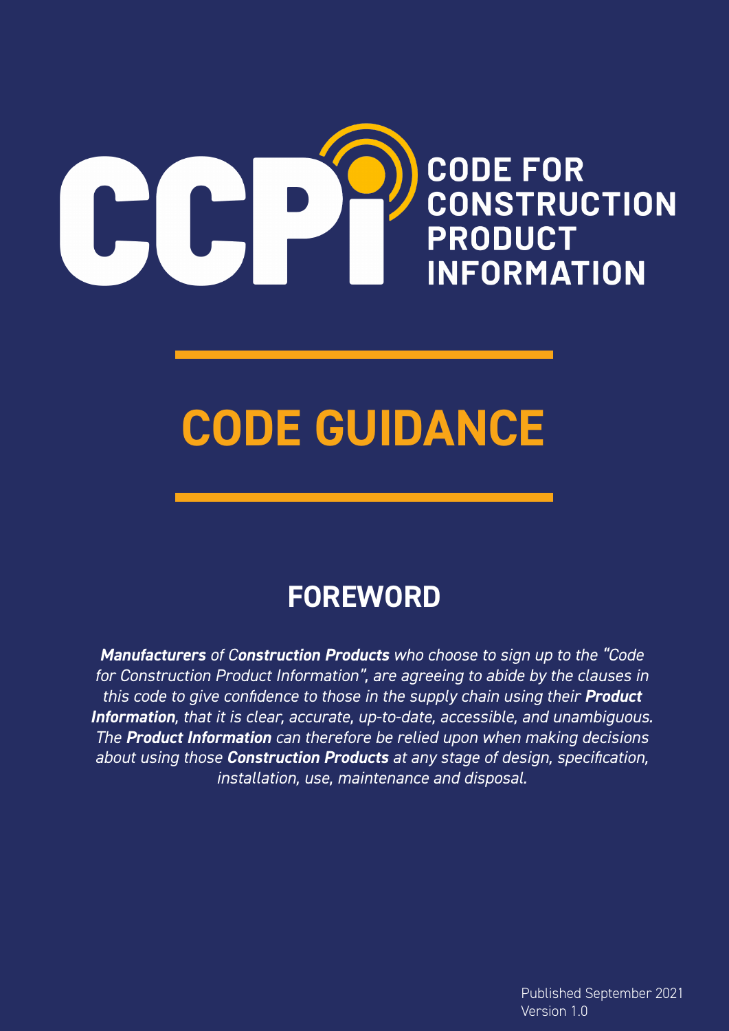# CODE FOR CONSTRUCTION PRODUCT INFORMATION

# CODE GUIDANCE

## FOREWORD

*__Manufacturers__ of __Construction Products__ who choose to sign up to the "Code for Construction Product Information", are agreeing to abide by the clauses in this code to give confidence to those in the supply chain using their __Product Information__, that it is clear, accurate, up-to-date, accessible, and unambiguous. The __Product Information__ can therefore be relied upon when making decisions about using those __Construction Products__ at any stage of design, specification, installation, use, maintenance and disposal.*

Published September 2021
Version 1.0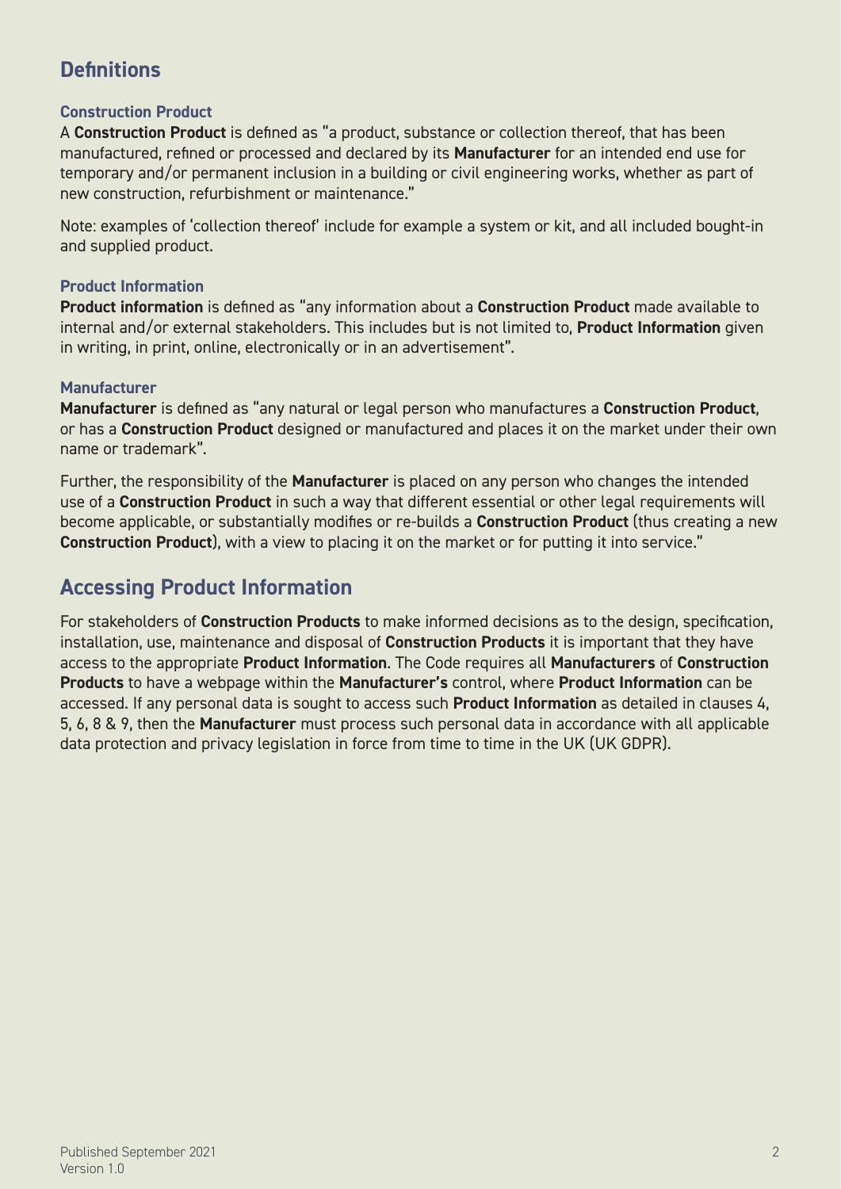## Definitions

### Construction Product

A **Construction Product** is defined as "a product, substance or collection thereof, that has been manufactured, refined or processed and declared by its **Manufacturer** for an intended end use for temporary and/or permanent inclusion in a building or civil engineering works, whether as part of new construction, refurbishment or maintenance."

Note: examples of 'collection thereof' include for example a system or kit, and all included bought-in and supplied product.

### Product Information

**Product information** is defined as "any information about a **Construction Product** made available to internal and/or external stakeholders. This includes but is not limited to, **Product Information** given in writing, in print, online, electronically or in an advertisement".

### Manufacturer

**Manufacturer** is defined as "any natural or legal person who manufactures a **Construction Product**, or has a **Construction Product** designed or manufactured and places it on the market under their own name or trademark".

Further, the responsibility of the **Manufacturer** is placed on any person who changes the intended use of a **Construction Product** in such a way that different essential or other legal requirements will become applicable, or substantially modifies or re-builds a **Construction Product** (thus creating a new **Construction Product**), with a view to placing it on the market or for putting it into service."

## Accessing Product Information

For stakeholders of **Construction Products** to make informed decisions as to the design, specification, installation, use, maintenance and disposal of **Construction Products** it is important that they have access to the appropriate **Product Information**. The Code requires all **Manufacturers** of **Construction Products** to have a webpage within the **Manufacturer's** control, where **Product Information** can be accessed. If any personal data is sought to access such **Product Information** as detailed in clauses 4, 5, 6, 8 & 9, then the **Manufacturer** must process such personal data in accordance with all applicable data protection and privacy legislation in force from time to time in the UK (UK GDPR).

Published September 2021
Version 1.0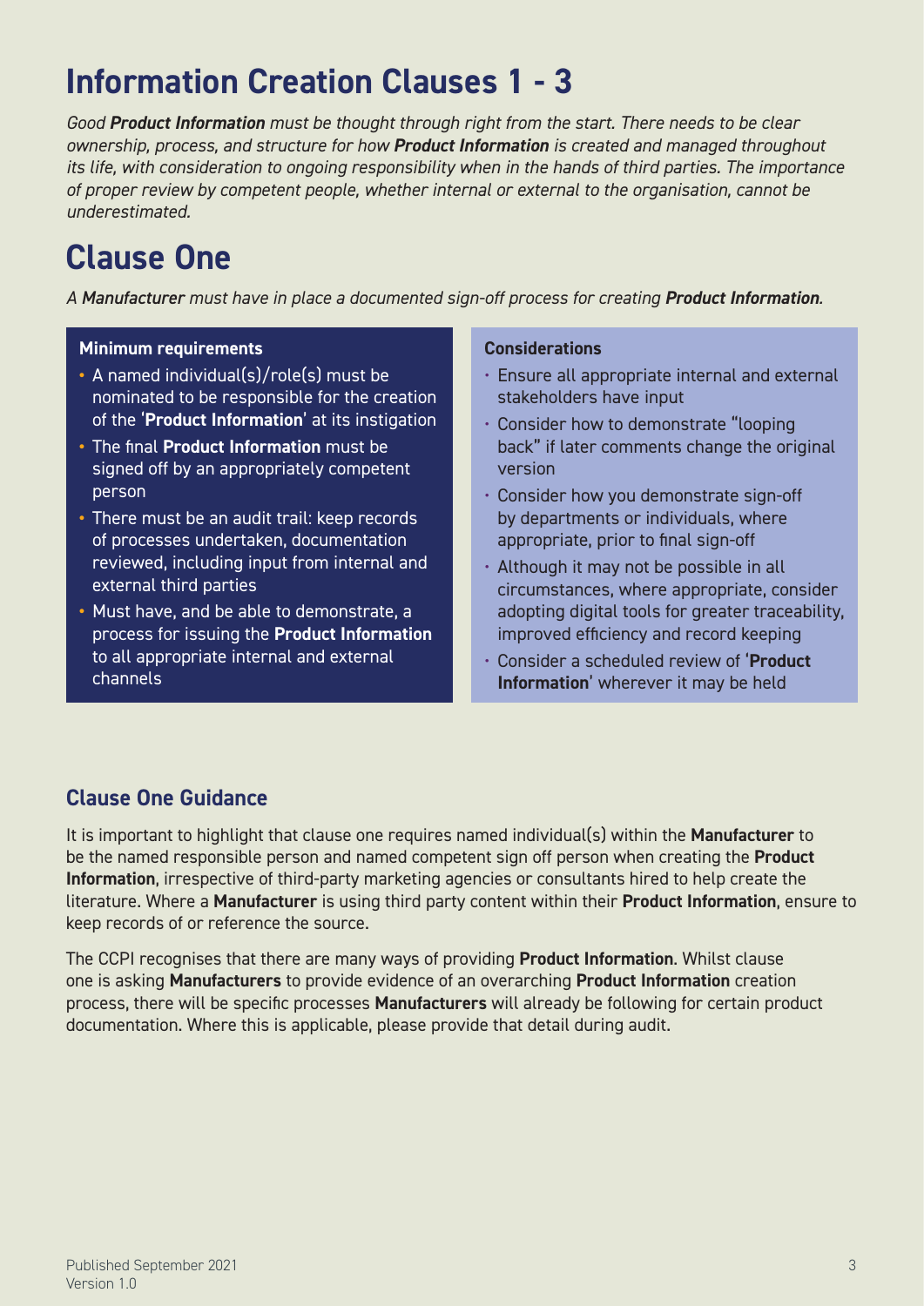# Information Creation Clauses 1 - 3

*Good **Product Information** must be thought through right from the start. There needs to be clear ownership, process, and structure for how **Product Information** is created and managed throughout its life, with consideration to ongoing responsibility when in the hands of third parties. The importance of proper review by competent people, whether internal or external to the organisation, cannot be underestimated.*

## Clause One

*A **Manufacturer** must have in place a documented sign-off process for creating **Product Information**.*

**Minimum requirements**

- A named individual(s)/role(s) must be nominated to be responsible for the creation of the '**Product Information**' at its instigation
- The final **Product Information** must be signed off by an appropriately competent person
- There must be an audit trail: keep records of processes undertaken, documentation reviewed, including input from internal and external third parties
- Must have, and be able to demonstrate, a process for issuing the **Product Information** to all appropriate internal and external channels

**Considerations**

- Ensure all appropriate internal and external stakeholders have input
- Consider how to demonstrate "looping back" if later comments change the original version
- Consider how you demonstrate sign-off by departments or individuals, where appropriate, prior to final sign-off
- Although it may not be possible in all circumstances, where appropriate, consider adopting digital tools for greater traceability, improved efficiency and record keeping
- Consider a scheduled review of '**Product Information**' wherever it may be held

### Clause One Guidance

It is important to highlight that clause one requires named individual(s) within the **Manufacturer** to be the named responsible person and named competent sign off person when creating the **Product Information**, irrespective of third-party marketing agencies or consultants hired to help create the literature. Where a **Manufacturer** is using third party content within their **Product Information**, ensure to keep records of or reference the source.

The CCPI recognises that there are many ways of providing **Product Information**. Whilst clause one is asking **Manufacturers** to provide evidence of an overarching **Product Information** creation process, there will be specific processes **Manufacturers** will already be following for certain product documentation. Where this is applicable, please provide that detail during audit.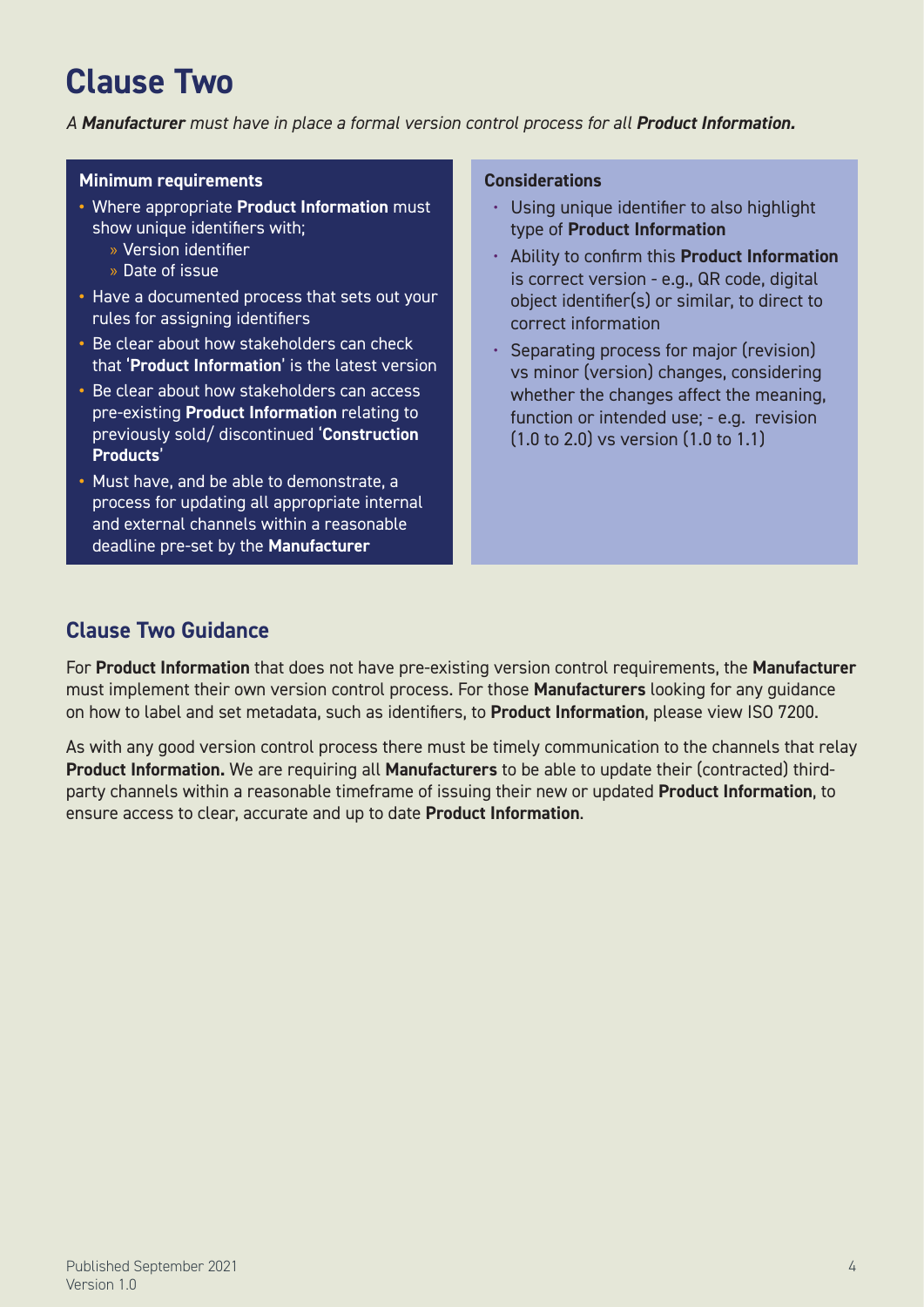# Clause Two

*A **Manufacturer** must have in place a formal version control process for all **Product Information.***

### Minimum requirements

- Where appropriate **Product Information** must show unique identifiers with;
  - Version identifier
  - Date of issue
- Have a documented process that sets out your rules for assigning identifiers
- Be clear about how stakeholders can check that '**Product Information**' is the latest version
- Be clear about how stakeholders can access pre-existing **Product Information** relating to previously sold/ discontinued '**Construction Products**'
- Must have, and be able to demonstrate, a process for updating all appropriate internal and external channels within a reasonable deadline pre-set by the **Manufacturer**

### Considerations

- Using unique identifier to also highlight type of **Product Information**
- Ability to confirm this **Product Information** is correct version - e.g., QR code, digital object identifier(s) or similar, to direct to correct information
- Separating process for major (revision) vs minor (version) changes, considering whether the changes affect the meaning, function or intended use; - e.g. revision (1.0 to 2.0) vs version (1.0 to 1.1)

## Clause Two Guidance

For **Product Information** that does not have pre-existing version control requirements, the **Manufacturer** must implement their own version control process. For those **Manufacturers** looking for any guidance on how to label and set metadata, such as identifiers, to **Product Information**, please view ISO 7200.

As with any good version control process there must be timely communication to the channels that relay **Product Information.** We are requiring all **Manufacturers** to be able to update their (contracted) third-party channels within a reasonable timeframe of issuing their new or updated **Product Information**, to ensure access to clear, accurate and up to date **Product Information**.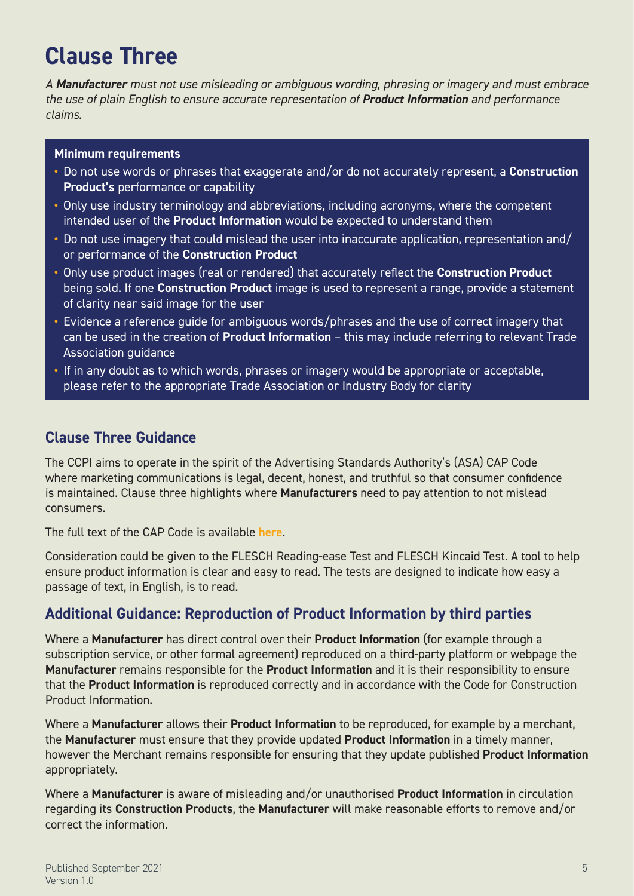# Clause Three

*A **Manufacturer** must not use misleading or ambiguous wording, phrasing or imagery and must embrace the use of plain English to ensure accurate representation of **Product Information** and performance claims.*

**Minimum requirements**

- Do not use words or phrases that exaggerate and/or do not accurately represent, a **Construction Product's** performance or capability
- Only use industry terminology and abbreviations, including acronyms, where the competent intended user of the **Product Information** would be expected to understand them
- Do not use imagery that could mislead the user into inaccurate application, representation and/or performance of the **Construction Product**
- Only use product images (real or rendered) that accurately reflect the **Construction Product** being sold. If one **Construction Product** image is used to represent a range, provide a statement of clarity near said image for the user
- Evidence a reference guide for ambiguous words/phrases and the use of correct imagery that can be used in the creation of **Product Information** – this may include referring to relevant Trade Association guidance
- If in any doubt as to which words, phrases or imagery would be appropriate or acceptable, please refer to the appropriate Trade Association or Industry Body for clarity

## Clause Three Guidance

The CCPI aims to operate in the spirit of the Advertising Standards Authority's (ASA) CAP Code where marketing communications is legal, decent, honest, and truthful so that consumer confidence is maintained. Clause three highlights where **Manufacturers** need to pay attention to not mislead consumers.

The full text of the CAP Code is available **here**.

Consideration could be given to the FLESCH Reading-ease Test and FLESCH Kincaid Test. A tool to help ensure product information is clear and easy to read. The tests are designed to indicate how easy a passage of text, in English, is to read.

## Additional Guidance: Reproduction of Product Information by third parties

Where a **Manufacturer** has direct control over their **Product Information** (for example through a subscription service, or other formal agreement) reproduced on a third-party platform or webpage the **Manufacturer** remains responsible for the **Product Information** and it is their responsibility to ensure that the **Product Information** is reproduced correctly and in accordance with the Code for Construction Product Information.

Where a **Manufacturer** allows their **Product Information** to be reproduced, for example by a merchant, the **Manufacturer** must ensure that they provide updated **Product Information** in a timely manner, however the Merchant remains responsible for ensuring that they update published **Product Information** appropriately.

Where a **Manufacturer** is aware of misleading and/or unauthorised **Product Information** in circulation regarding its **Construction Products**, the **Manufacturer** will make reasonable efforts to remove and/or correct the information.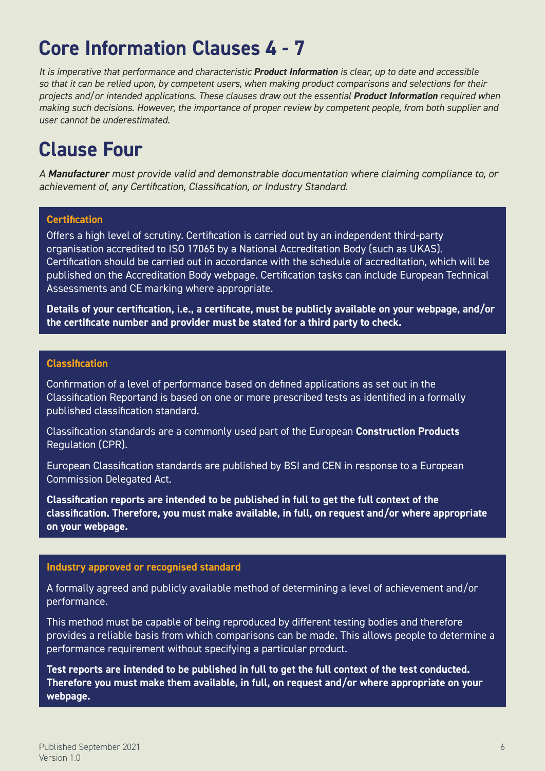# Core Information Clauses 4 - 7

*It is imperative that performance and characteristic **Product Information** is clear, up to date and accessible so that it can be relied upon, by competent users, when making product comparisons and selections for their projects and/or intended applications. These clauses draw out the essential **Product Information** required when making such decisions. However, the importance of proper review by competent people, from both supplier and user cannot be underestimated.*

# Clause Four

*A **Manufacturer** must provide valid and demonstrable documentation where claiming compliance to, or achievement of, any Certification, Classification, or Industry Standard.*

### Certification

Offers a high level of scrutiny. Certification is carried out by an independent third-party organisation accredited to ISO 17065 by a National Accreditation Body (such as UKAS). Certification should be carried out in accordance with the schedule of accreditation, which will be published on the Accreditation Body webpage. Certification tasks can include European Technical Assessments and CE marking where appropriate.

**Details of your certification, i.e., a certificate, must be publicly available on your webpage, and/or the certificate number and provider must be stated for a third party to check.**

### Classification

Confirmation of a level of performance based on defined applications as set out in the Classification Reportand is based on one or more prescribed tests as identified in a formally published classification standard.

Classification standards are a commonly used part of the European **Construction Products** Regulation (CPR).

European Classification standards are published by BSI and CEN in response to a European Commission Delegated Act.

**Classification reports are intended to be published in full to get the full context of the classification. Therefore, you must make available, in full, on request and/or where appropriate on your webpage.**

### Industry approved or recognised standard

A formally agreed and publicly available method of determining a level of achievement and/or performance.

This method must be capable of being reproduced by different testing bodies and therefore provides a reliable basis from which comparisons can be made. This allows people to determine a performance requirement without specifying a particular product.

**Test reports are intended to be published in full to get the full context of the test conducted. Therefore you must make them available, in full, on request and/or where appropriate on your webpage.**

Published September 2021
Version 1.0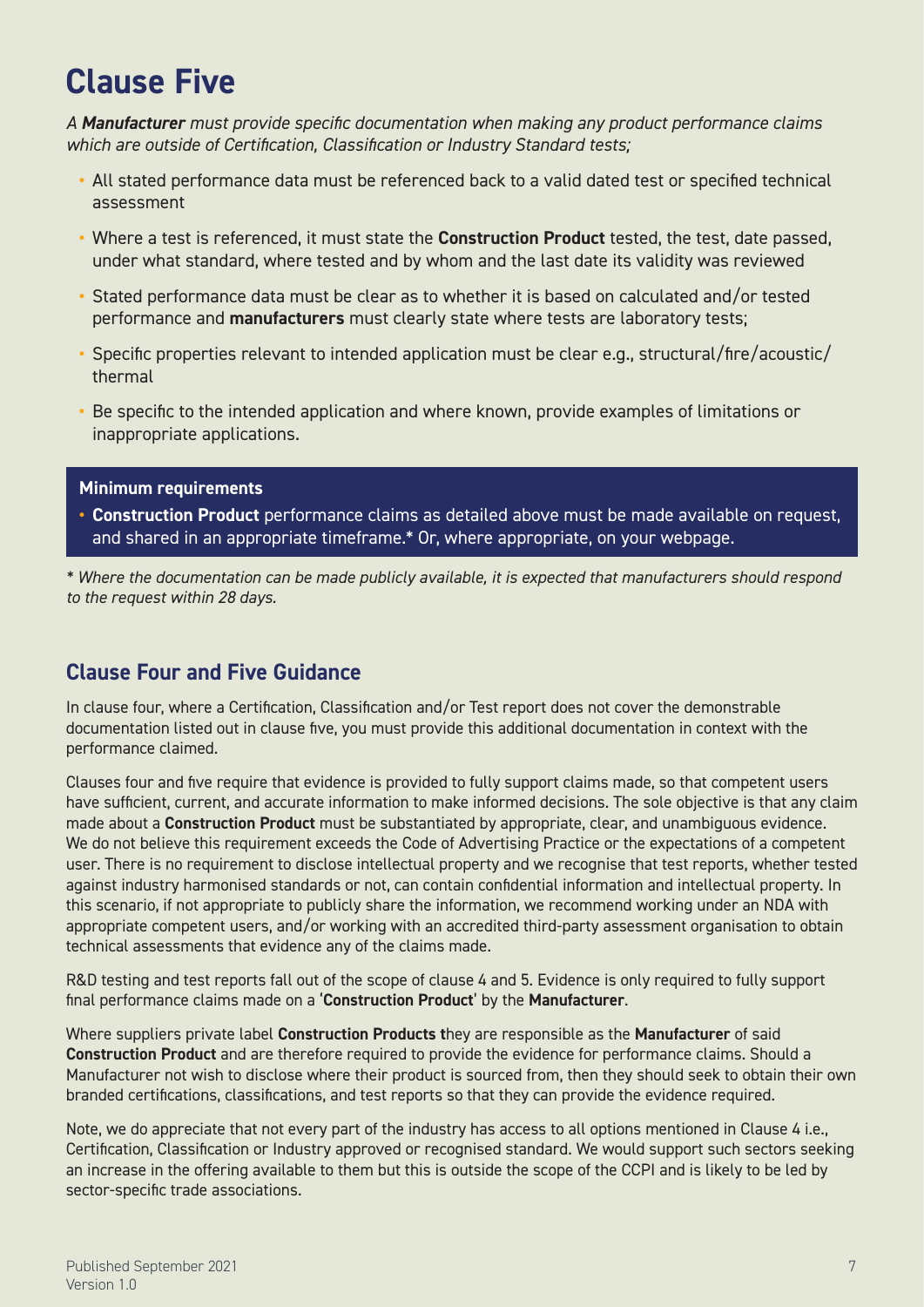# Clause Five

*A **Manufacturer** must provide specific documentation when making any product performance claims which are outside of Certification, Classification or Industry Standard tests;*

- All stated performance data must be referenced back to a valid dated test or specified technical assessment
- Where a test is referenced, it must state the **Construction Product** tested, the test, date passed, under what standard, where tested and by whom and the last date its validity was reviewed
- Stated performance data must be clear as to whether it is based on calculated and/or tested performance and **manufacturers** must clearly state where tests are laboratory tests;
- Specific properties relevant to intended application must be clear e.g., structural/fire/acoustic/thermal
- Be specific to the intended application and where known, provide examples of limitations or inappropriate applications.

**Minimum requirements**

- **Construction Product** performance claims as detailed above must be made available on request, and shared in an appropriate timeframe.* Or, where appropriate, on your webpage.

*\* Where the documentation can be made publicly available, it is expected that manufacturers should respond to the request within 28 days.*

## Clause Four and Five Guidance

In clause four, where a Certification, Classification and/or Test report does not cover the demonstrable documentation listed out in clause five, you must provide this additional documentation in context with the performance claimed.

Clauses four and five require that evidence is provided to fully support claims made, so that competent users have sufficient, current, and accurate information to make informed decisions. The sole objective is that any claim made about a **Construction Product** must be substantiated by appropriate, clear, and unambiguous evidence. We do not believe this requirement exceeds the Code of Advertising Practice or the expectations of a competent user. There is no requirement to disclose intellectual property and we recognise that test reports, whether tested against industry harmonised standards or not, can contain confidential information and intellectual property. In this scenario, if not appropriate to publicly share the information, we recommend working under an NDA with appropriate competent users, and/or working with an accredited third-party assessment organisation to obtain technical assessments that evidence any of the claims made.

R&D testing and test reports fall out of the scope of clause 4 and 5. Evidence is only required to fully support final performance claims made on a '**Construction Product**' by the **Manufacturer**.

Where suppliers private label **Construction Products t**hey are responsible as the **Manufacturer** of said **Construction Product** and are therefore required to provide the evidence for performance claims. Should a Manufacturer not wish to disclose where their product is sourced from, then they should seek to obtain their own branded certifications, classifications, and test reports so that they can provide the evidence required.

Note, we do appreciate that not every part of the industry has access to all options mentioned in Clause 4 i.e., Certification, Classification or Industry approved or recognised standard. We would support such sectors seeking an increase in the offering available to them but this is outside the scope of the CCPI and is likely to be led by sector-specific trade associations.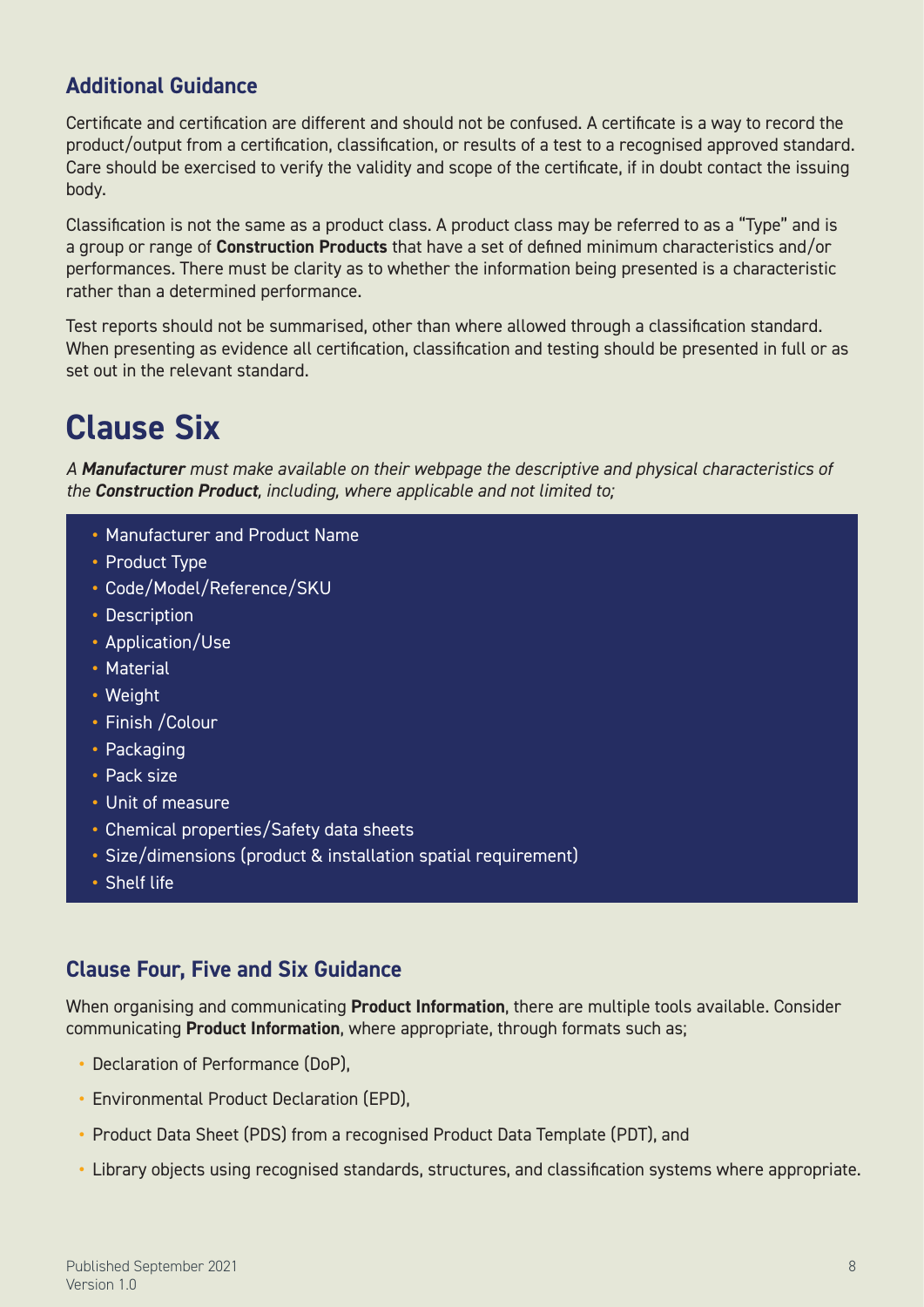### Additional Guidance

Certificate and certification are different and should not be confused. A certificate is a way to record the product/output from a certification, classification, or results of a test to a recognised approved standard. Care should be exercised to verify the validity and scope of the certificate, if in doubt contact the issuing body.

Classification is not the same as a product class. A product class may be referred to as a "Type" and is a group or range of **Construction Products** that have a set of defined minimum characteristics and/or performances. There must be clarity as to whether the information being presented is a characteristic rather than a determined performance.

Test reports should not be summarised, other than where allowed through a classification standard. When presenting as evidence all certification, classification and testing should be presented in full or as set out in the relevant standard.

# Clause Six

*A **Manufacturer** must make available on their webpage the descriptive and physical characteristics of the **Construction Product**, including, where applicable and not limited to;*

- Manufacturer and Product Name
- Product Type
- Code/Model/Reference/SKU
- Description
- Application/Use
- Material
- Weight
- Finish /Colour
- Packaging
- Pack size
- Unit of measure
- Chemical properties/Safety data sheets
- Size/dimensions (product & installation spatial requirement)
- Shelf life

### Clause Four, Five and Six Guidance

When organising and communicating **Product Information**, there are multiple tools available. Consider communicating **Product Information**, where appropriate, through formats such as;

- Declaration of Performance (DoP),
- Environmental Product Declaration (EPD),
- Product Data Sheet (PDS) from a recognised Product Data Template (PDT), and
- Library objects using recognised standards, structures, and classification systems where appropriate.

Published September 2021
Version 1.0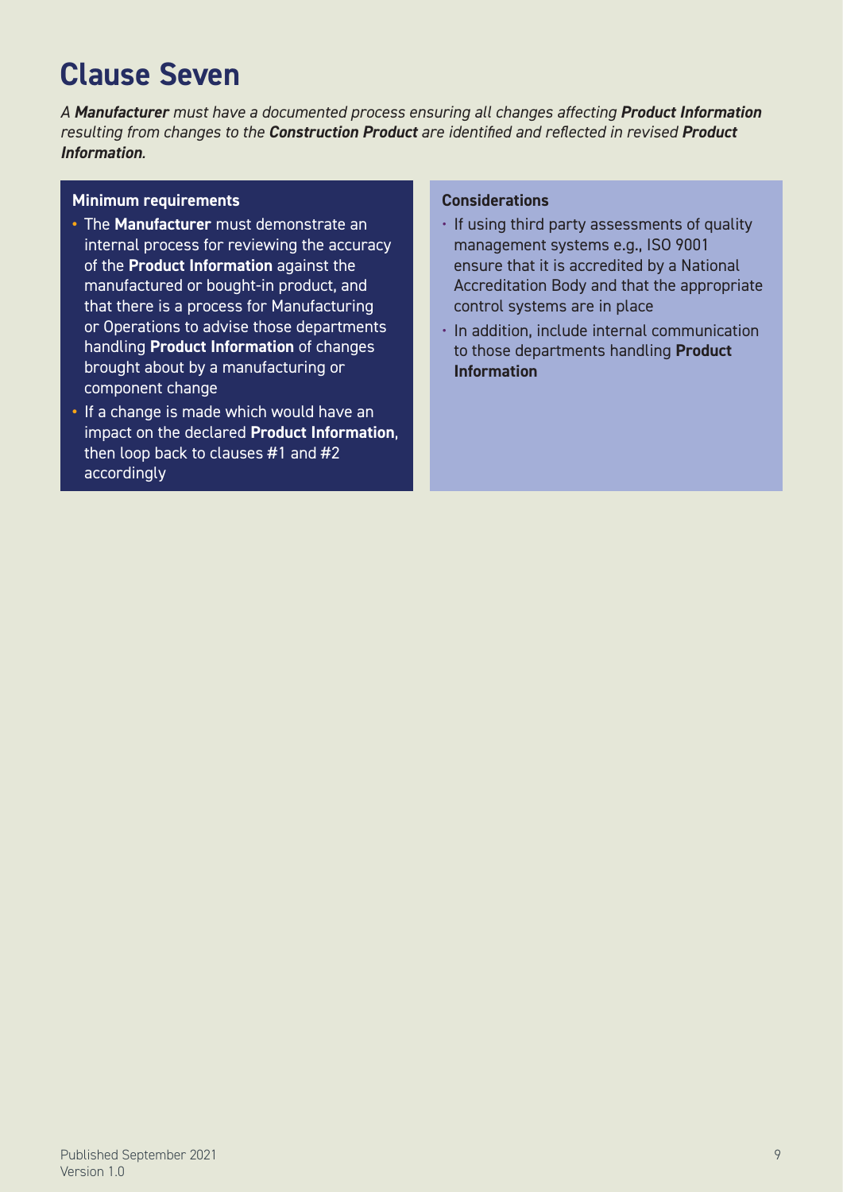# Clause Seven

*A **Manufacturer** must have a documented process ensuring all changes affecting **Product Information** resulting from changes to the **Construction Product** are identified and reflected in revised **Product Information**.*

**Minimum requirements**

- The **Manufacturer** must demonstrate an internal process for reviewing the accuracy of the **Product Information** against the manufactured or bought-in product, and that there is a process for Manufacturing or Operations to advise those departments handling **Product Information** of changes brought about by a manufacturing or component change
- If a change is made which would have an impact on the declared **Product Information**, then loop back to clauses #1 and #2 accordingly

**Considerations**

- If using third party assessments of quality management systems e.g., ISO 9001 ensure that it is accredited by a National Accreditation Body and that the appropriate control systems are in place
- In addition, include internal communication to those departments handling **Product Information**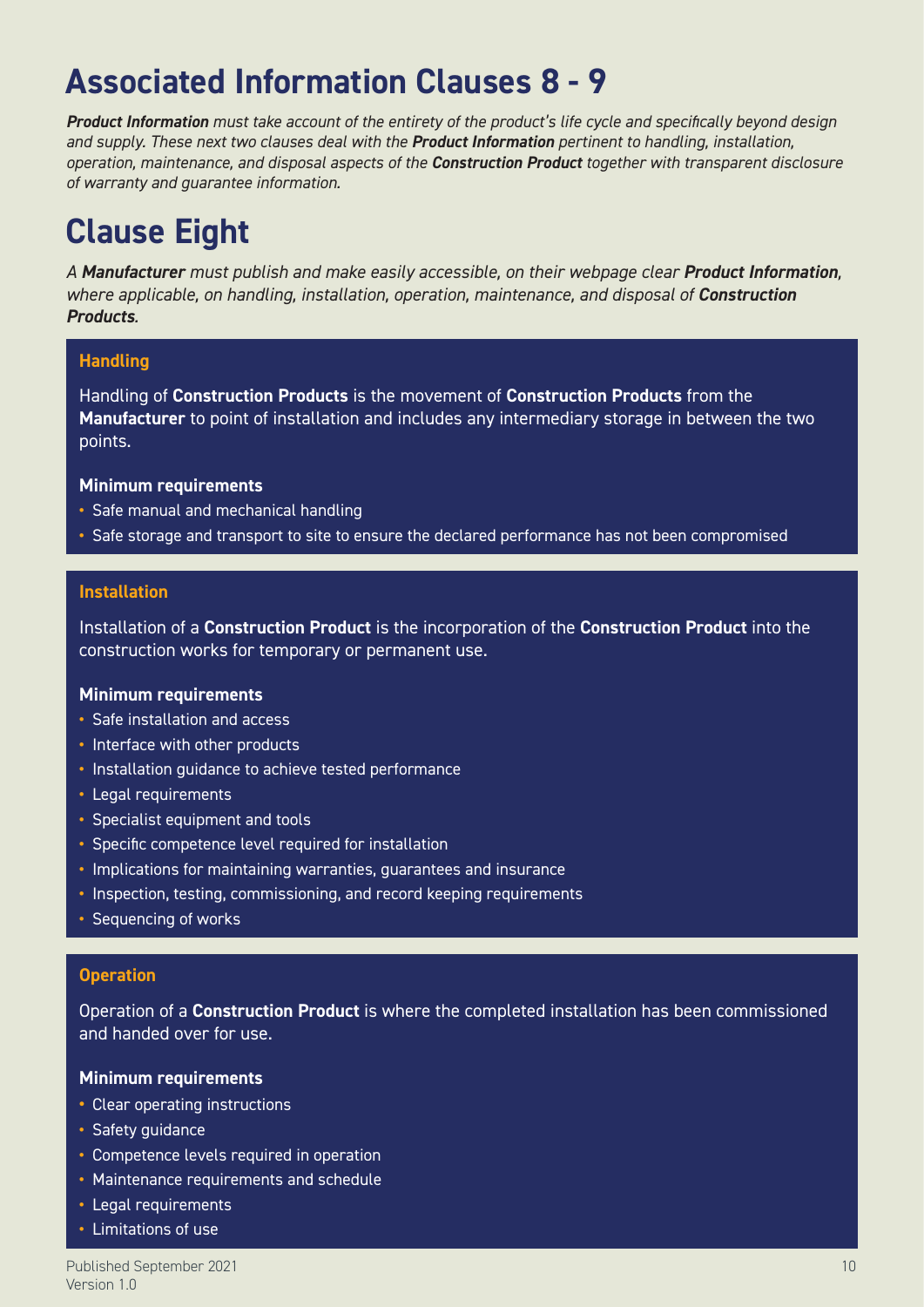# Associated Information Clauses 8 - 9

*__Product Information__ must take account of the entirety of the product's life cycle and specifically beyond design and supply. These next two clauses deal with the __Product Information__ pertinent to handling, installation, operation, maintenance, and disposal aspects of the __Construction Product__ together with transparent disclosure of warranty and guarantee information.*

# Clause Eight

*A __Manufacturer__ must publish and make easily accessible, on their webpage clear __Product Information__, where applicable, on handling, installation, operation, maintenance, and disposal of __Construction Products__.*

### Handling

Handling of **Construction Products** is the movement of **Construction Products** from the **Manufacturer** to point of installation and includes any intermediary storage in between the two points.

**Minimum requirements**

- Safe manual and mechanical handling
- Safe storage and transport to site to ensure the declared performance has not been compromised

### Installation

Installation of a **Construction Product** is the incorporation of the **Construction Product** into the construction works for temporary or permanent use.

**Minimum requirements**

- Safe installation and access
- Interface with other products
- Installation guidance to achieve tested performance
- Legal requirements
- Specialist equipment and tools
- Specific competence level required for installation
- Implications for maintaining warranties, guarantees and insurance
- Inspection, testing, commissioning, and record keeping requirements
- Sequencing of works

### Operation

Operation of a **Construction Product** is where the completed installation has been commissioned and handed over for use.

**Minimum requirements**

- Clear operating instructions
- Safety guidance
- Competence levels required in operation
- Maintenance requirements and schedule
- Legal requirements
- Limitations of use

Published September 2021
Version 1.0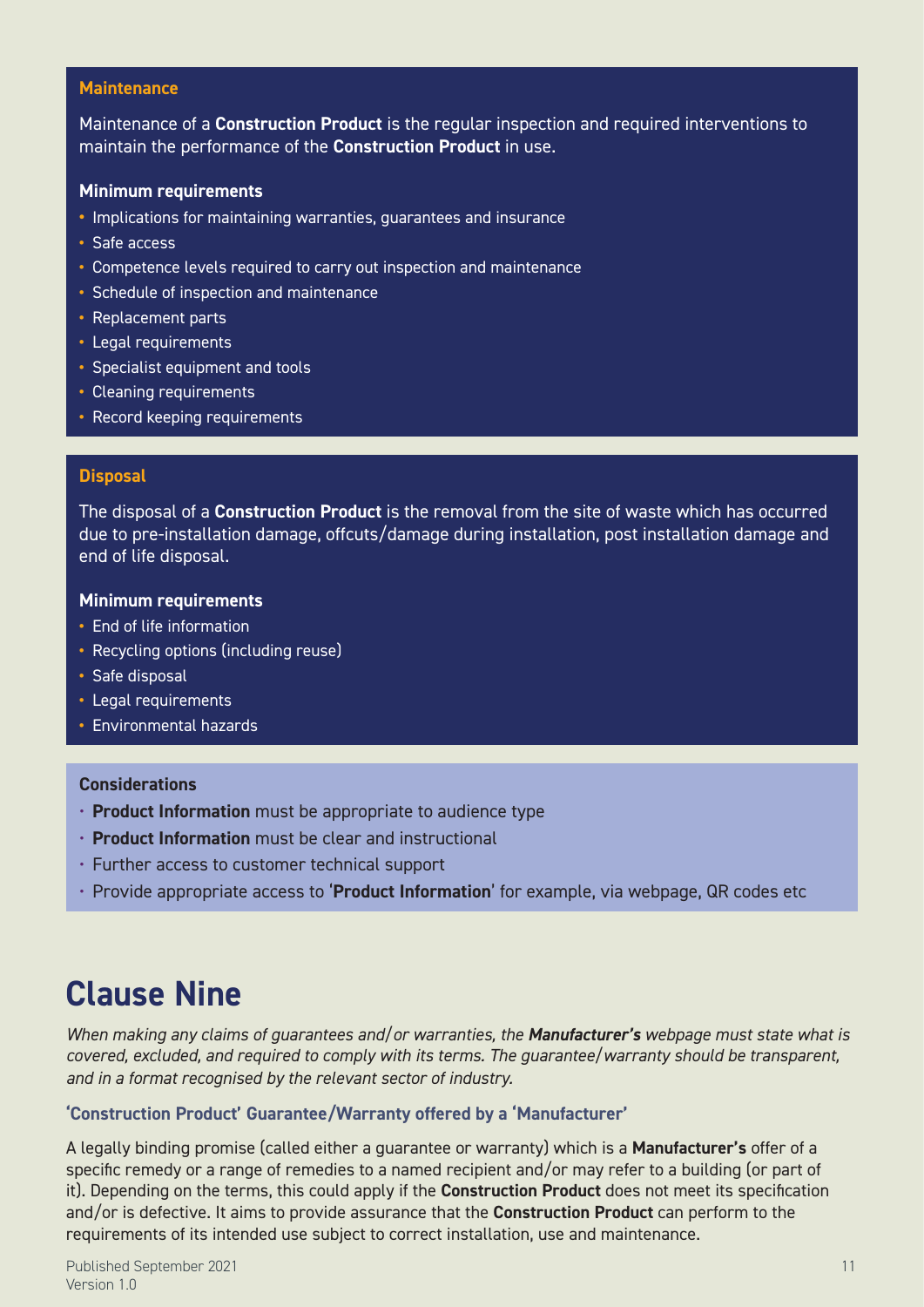### Maintenance

Maintenance of a **Construction Product** is the regular inspection and required interventions to maintain the performance of the **Construction Product** in use.

**Minimum requirements**

- Implications for maintaining warranties, guarantees and insurance
- Safe access
- Competence levels required to carry out inspection and maintenance
- Schedule of inspection and maintenance
- Replacement parts
- Legal requirements
- Specialist equipment and tools
- Cleaning requirements
- Record keeping requirements

### Disposal

The disposal of a **Construction Product** is the removal from the site of waste which has occurred due to pre-installation damage, offcuts/damage during installation, post installation damage and end of life disposal.

**Minimum requirements**

- End of life information
- Recycling options (including reuse)
- Safe disposal
- Legal requirements
- Environmental hazards

**Considerations**

- **Product Information** must be appropriate to audience type
- **Product Information** must be clear and instructional
- Further access to customer technical support
- Provide appropriate access to '**Product Information**' for example, via webpage, QR codes etc

# Clause Nine

*When making any claims of guarantees and/or warranties, the **Manufacturer's** webpage must state what is covered, excluded, and required to comply with its terms. The guarantee/warranty should be transparent, and in a format recognised by the relevant sector of industry.*

### 'Construction Product' Guarantee/Warranty offered by a 'Manufacturer'

A legally binding promise (called either a guarantee or warranty) which is a **Manufacturer's** offer of a specific remedy or a range of remedies to a named recipient and/or may refer to a building (or part of it). Depending on the terms, this could apply if the **Construction Product** does not meet its specification and/or is defective. It aims to provide assurance that the **Construction Product** can perform to the requirements of its intended use subject to correct installation, use and maintenance.

Published September 2021
Version 1.0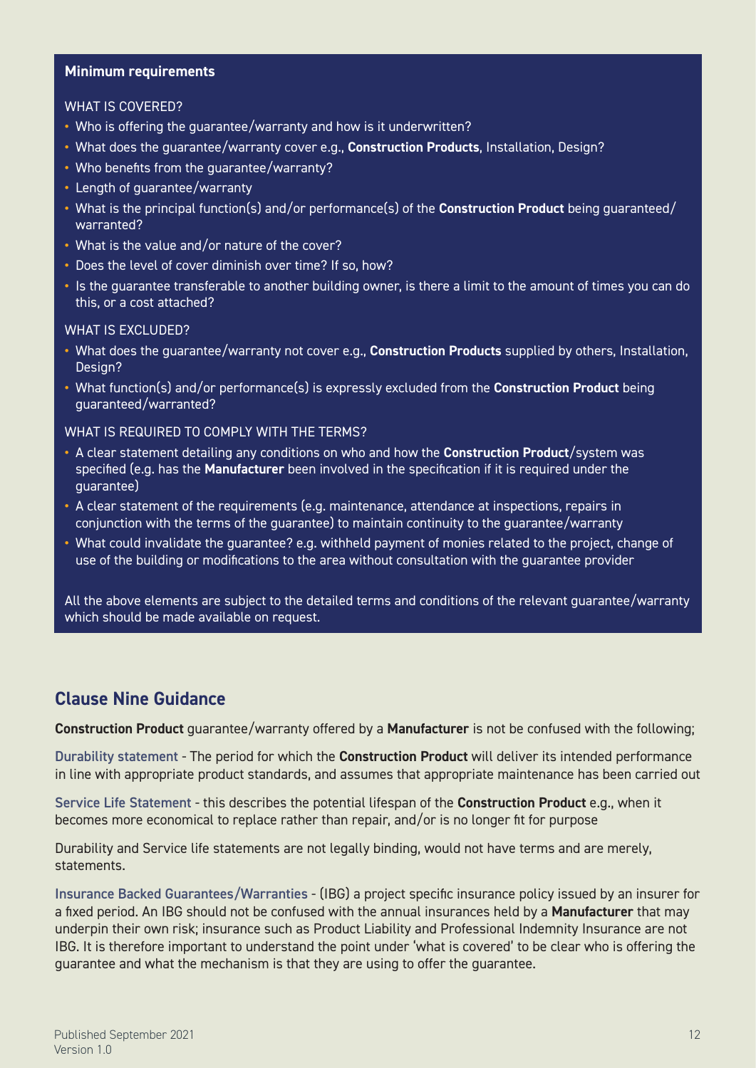**Minimum requirements**

WHAT IS COVERED?

- Who is offering the guarantee/warranty and how is it underwritten?
- What does the guarantee/warranty cover e.g., **Construction Products**, Installation, Design?
- Who benefits from the guarantee/warranty?
- Length of guarantee/warranty
- What is the principal function(s) and/or performance(s) of the **Construction Product** being guaranteed/warranted?
- What is the value and/or nature of the cover?
- Does the level of cover diminish over time? If so, how?
- Is the guarantee transferable to another building owner, is there a limit to the amount of times you can do this, or a cost attached?

WHAT IS EXCLUDED?

- What does the guarantee/warranty not cover e.g., **Construction Products** supplied by others, Installation, Design?
- What function(s) and/or performance(s) is expressly excluded from the **Construction Product** being guaranteed/warranted?

WHAT IS REQUIRED TO COMPLY WITH THE TERMS?

- A clear statement detailing any conditions on who and how the **Construction Product**/system was specified (e.g. has the **Manufacturer** been involved in the specification if it is required under the guarantee)
- A clear statement of the requirements (e.g. maintenance, attendance at inspections, repairs in conjunction with the terms of the guarantee) to maintain continuity to the guarantee/warranty
- What could invalidate the guarantee? e.g. withheld payment of monies related to the project, change of use of the building or modifications to the area without consultation with the guarantee provider

All the above elements are subject to the detailed terms and conditions of the relevant guarantee/warranty which should be made available on request.

## Clause Nine Guidance

**Construction Product** guarantee/warranty offered by a **Manufacturer** is not be confused with the following;

Durability statement - The period for which the **Construction Product** will deliver its intended performance in line with appropriate product standards, and assumes that appropriate maintenance has been carried out

Service Life Statement - this describes the potential lifespan of the **Construction Product** e.g., when it becomes more economical to replace rather than repair, and/or is no longer fit for purpose

Durability and Service life statements are not legally binding, would not have terms and are merely, statements.

Insurance Backed Guarantees/Warranties - (IBG) a project specific insurance policy issued by an insurer for a fixed period. An IBG should not be confused with the annual insurances held by a **Manufacturer** that may underpin their own risk; insurance such as Product Liability and Professional Indemnity Insurance are not IBG. It is therefore important to understand the point under 'what is covered' to be clear who is offering the guarantee and what the mechanism is that they are using to offer the guarantee.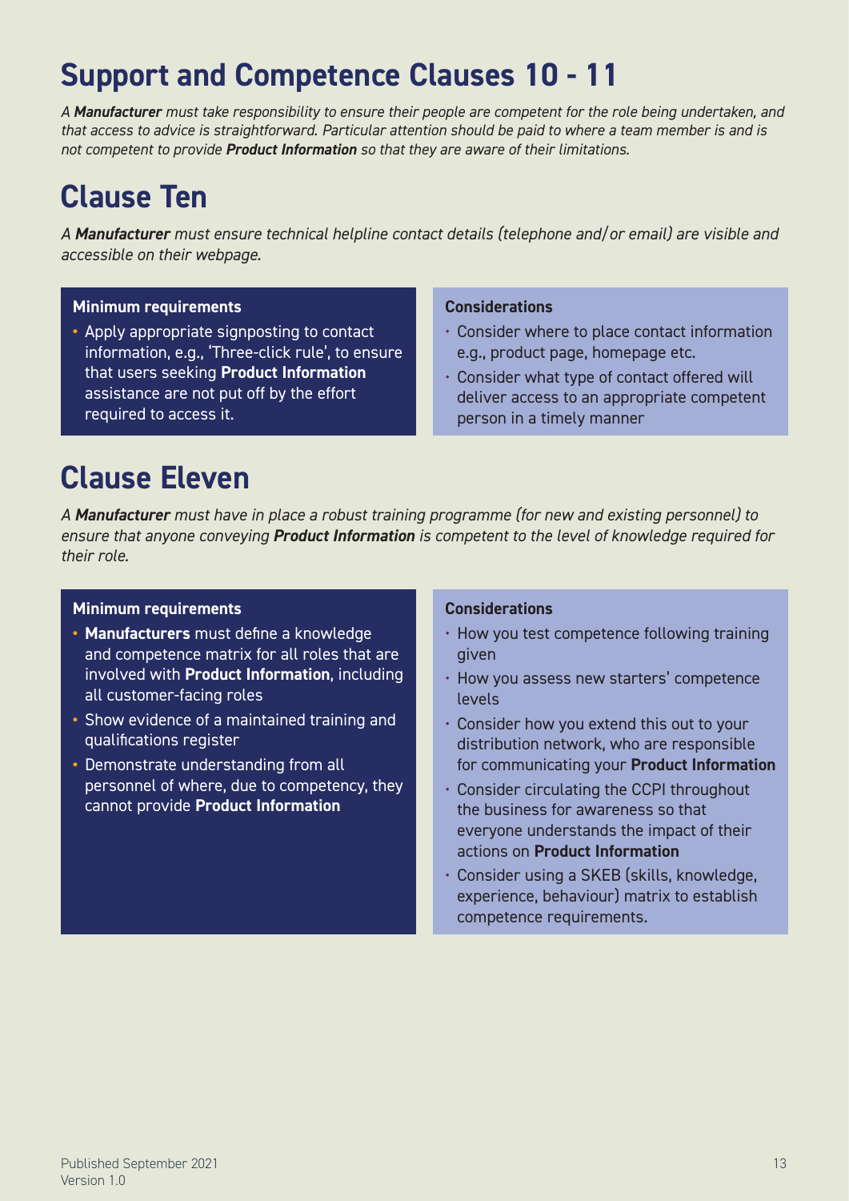# Support and Competence Clauses 10 - 11

*A **Manufacturer** must take responsibility to ensure their people are competent for the role being undertaken, and that access to advice is straightforward. Particular attention should be paid to where a team member is and is not competent to provide **Product Information** so that they are aware of their limitations.*

## Clause Ten

*A **Manufacturer** must ensure technical helpline contact details (telephone and/or email) are visible and accessible on their webpage.*

**Minimum requirements**

- Apply appropriate signposting to contact information, e.g., 'Three-click rule', to ensure that users seeking **Product Information** assistance are not put off by the effort required to access it.

**Considerations**

- Consider where to place contact information e.g., product page, homepage etc.
- Consider what type of contact offered will deliver access to an appropriate competent person in a timely manner

## Clause Eleven

*A **Manufacturer** must have in place a robust training programme (for new and existing personnel) to ensure that anyone conveying **Product Information** is competent to the level of knowledge required for their role.*

**Minimum requirements**

- **Manufacturers** must define a knowledge and competence matrix for all roles that are involved with **Product Information**, including all customer-facing roles
- Show evidence of a maintained training and qualifications register
- Demonstrate understanding from all personnel of where, due to competency, they cannot provide **Product Information**

**Considerations**

- How you test competence following training given
- How you assess new starters' competence levels
- Consider how you extend this out to your distribution network, who are responsible for communicating your **Product Information**
- Consider circulating the CCPI throughout the business for awareness so that everyone understands the impact of their actions on **Product Information**
- Consider using a SKEB (skills, knowledge, experience, behaviour) matrix to establish competence requirements.

Published September 2021
Version 1.0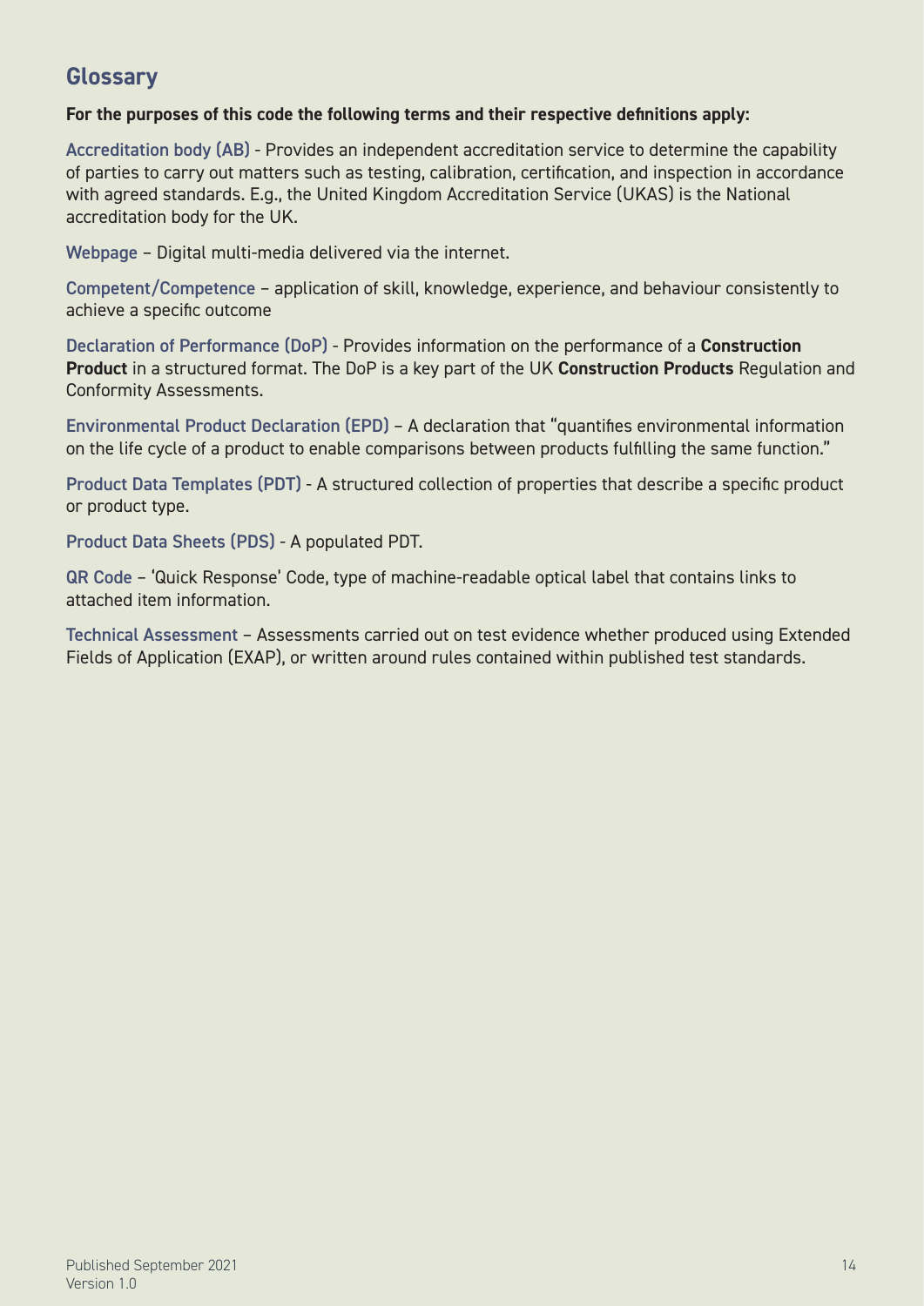## Glossary

**For the purposes of this code the following terms and their respective definitions apply:**

Accreditation body (AB) - Provides an independent accreditation service to determine the capability of parties to carry out matters such as testing, calibration, certification, and inspection in accordance with agreed standards. E.g., the United Kingdom Accreditation Service (UKAS) is the National accreditation body for the UK.

Webpage – Digital multi-media delivered via the internet.

Competent/Competence – application of skill, knowledge, experience, and behaviour consistently to achieve a specific outcome

Declaration of Performance (DoP) - Provides information on the performance of a **Construction Product** in a structured format. The DoP is a key part of the UK **Construction Products** Regulation and Conformity Assessments.

Environmental Product Declaration (EPD) – A declaration that "quantifies environmental information on the life cycle of a product to enable comparisons between products fulfilling the same function."

Product Data Templates (PDT) - A structured collection of properties that describe a specific product or product type.

Product Data Sheets (PDS) - A populated PDT.

QR Code – 'Quick Response' Code, type of machine-readable optical label that contains links to attached item information.

Technical Assessment – Assessments carried out on test evidence whether produced using Extended Fields of Application (EXAP), or written around rules contained within published test standards.

Published September 2021
Version 1.0